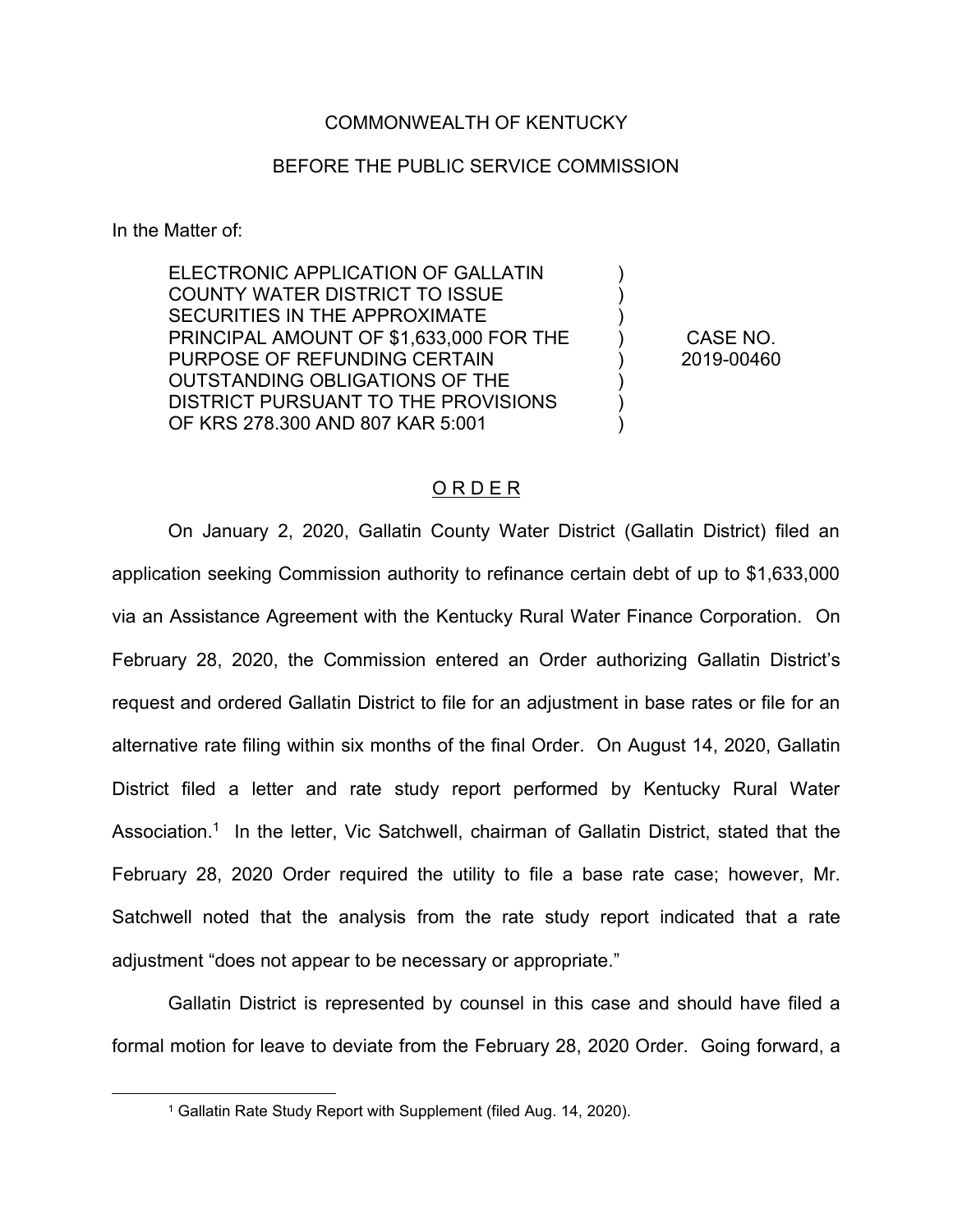COMMONWEALTH OF KENTUCKY

BEFORE THE PUBLIC SERVICE COMMISSION

In the Matter of:

| | | |
|---|---|---|
| ELECTRONIC APPLICATION OF GALLATIN COUNTY WATER DISTRICT TO ISSUE SECURITIES IN THE APPROXIMATE PRINCIPAL AMOUNT OF $1,633,000 FOR THE PURPOSE OF REFUNDING CERTAIN OUTSTANDING OBLIGATIONS OF THE DISTRICT PURSUANT TO THE PROVISIONS OF KRS 278.300 AND 807 KAR 5:001 | ) | CASE NO. 2019-00460 |

ORDER

On January 2, 2020, Gallatin County Water District (Gallatin District) filed an application seeking Commission authority to refinance certain debt of up to $1,633,000 via an Assistance Agreement with the Kentucky Rural Water Finance Corporation. On February 28, 2020, the Commission entered an Order authorizing Gallatin District's request and ordered Gallatin District to file for an adjustment in base rates or file for an alternative rate filing within six months of the final Order. On August 14, 2020, Gallatin District filed a letter and rate study report performed by Kentucky Rural Water Association.[1] In the letter, Vic Satchwell, chairman of Gallatin District, stated that the February 28, 2020 Order required the utility to file a base rate case; however, Mr. Satchwell noted that the analysis from the rate study report indicated that a rate adjustment "does not appear to be necessary or appropriate."

Gallatin District is represented by counsel in this case and should have filed a formal motion for leave to deviate from the February 28, 2020 Order. Going forward, a

[1] Gallatin Rate Study Report with Supplement (filed Aug. 14, 2020).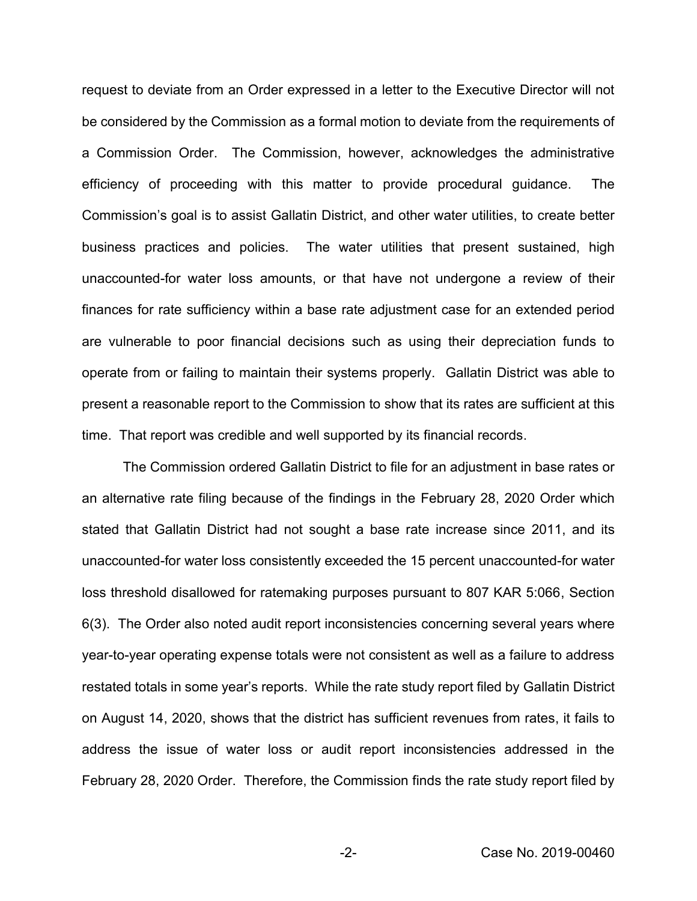request to deviate from an Order expressed in a letter to the Executive Director will not be considered by the Commission as a formal motion to deviate from the requirements of a Commission Order. The Commission, however, acknowledges the administrative efficiency of proceeding with this matter to provide procedural guidance. The Commission's goal is to assist Gallatin District, and other water utilities, to create better business practices and policies. The water utilities that present sustained, high unaccounted-for water loss amounts, or that have not undergone a review of their finances for rate sufficiency within a base rate adjustment case for an extended period are vulnerable to poor financial decisions such as using their depreciation funds to operate from or failing to maintain their systems properly. Gallatin District was able to present a reasonable report to the Commission to show that its rates are sufficient at this time. That report was credible and well supported by its financial records.

The Commission ordered Gallatin District to file for an adjustment in base rates or an alternative rate filing because of the findings in the February 28, 2020 Order which stated that Gallatin District had not sought a base rate increase since 2011, and its unaccounted-for water loss consistently exceeded the 15 percent unaccounted-for water loss threshold disallowed for ratemaking purposes pursuant to 807 KAR 5:066, Section 6(3). The Order also noted audit report inconsistencies concerning several years where year-to-year operating expense totals were not consistent as well as a failure to address restated totals in some year's reports. While the rate study report filed by Gallatin District on August 14, 2020, shows that the district has sufficient revenues from rates, it fails to address the issue of water loss or audit report inconsistencies addressed in the February 28, 2020 Order. Therefore, the Commission finds the rate study report filed by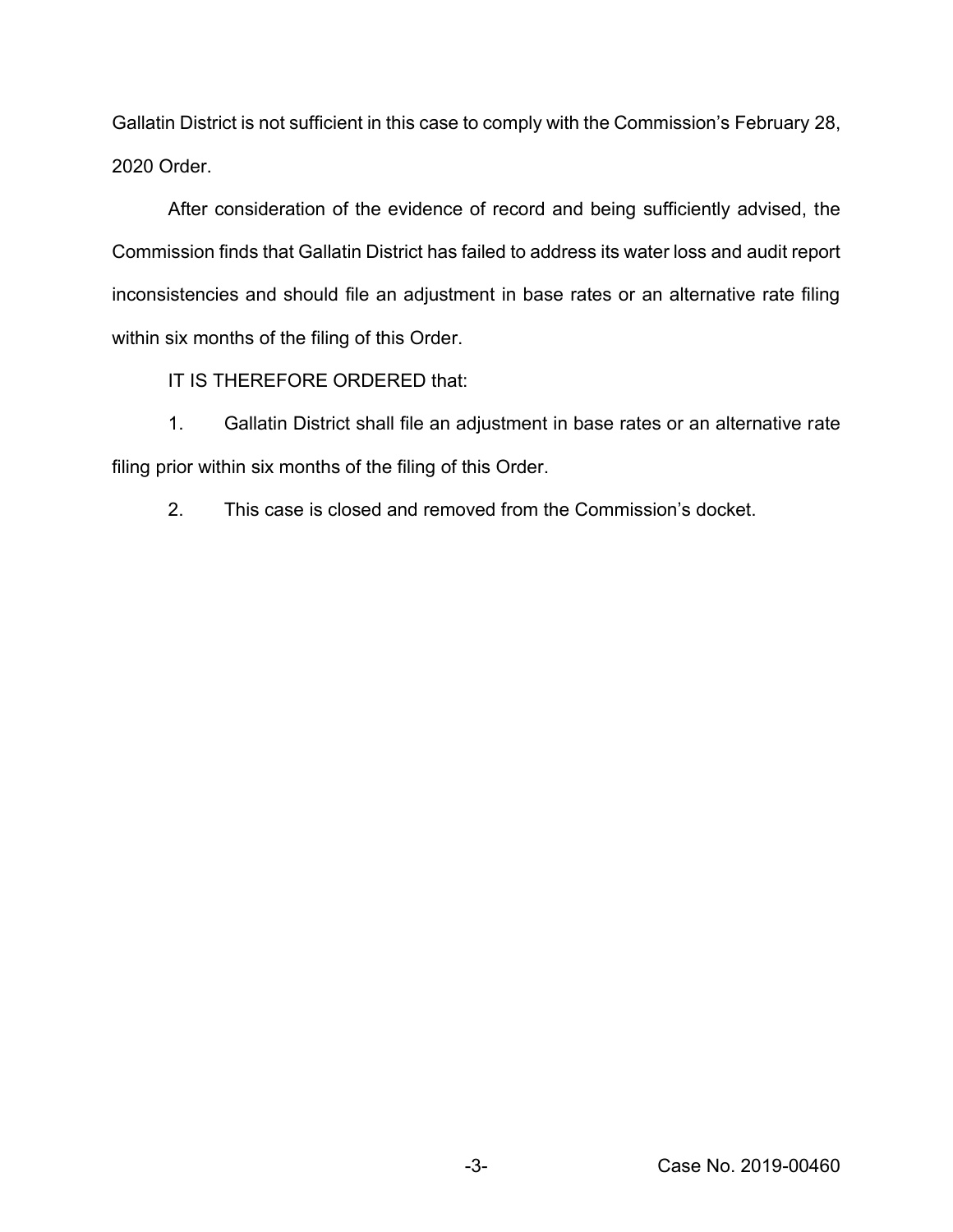Gallatin District is not sufficient in this case to comply with the Commission's February 28, 2020 Order.

After consideration of the evidence of record and being sufficiently advised, the Commission finds that Gallatin District has failed to address its water loss and audit report inconsistencies and should file an adjustment in base rates or an alternative rate filing within six months of the filing of this Order.

IT IS THEREFORE ORDERED that:

1. Gallatin District shall file an adjustment in base rates or an alternative rate filing prior within six months of the filing of this Order.

2. This case is closed and removed from the Commission's docket.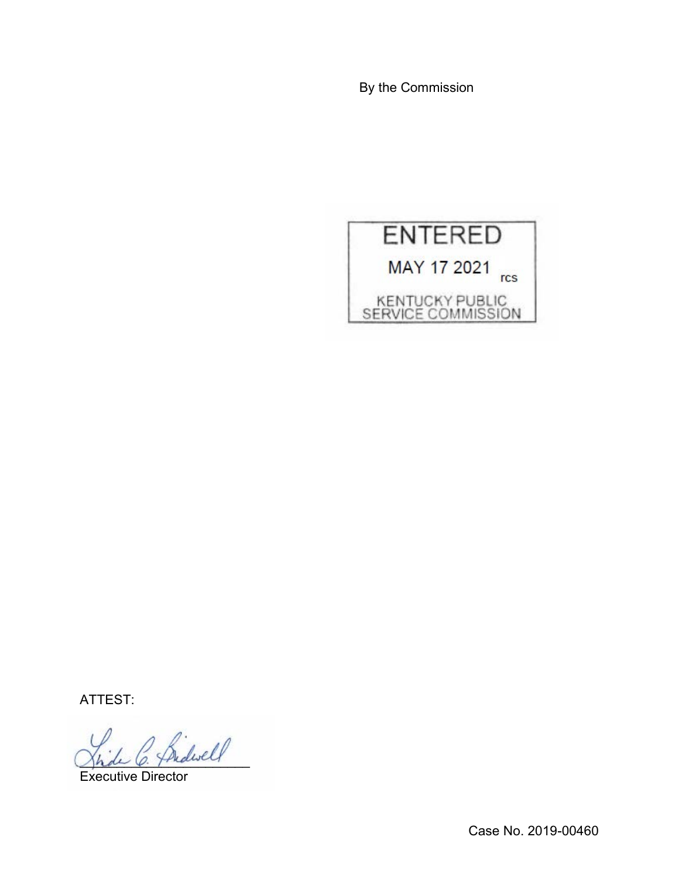By the Commission

ENTERED

MAY 17 2021 rcs

KENTUCKY PUBLIC SERVICE COMMISSION

ATTEST:

Executive Director

Case No. 2019-00460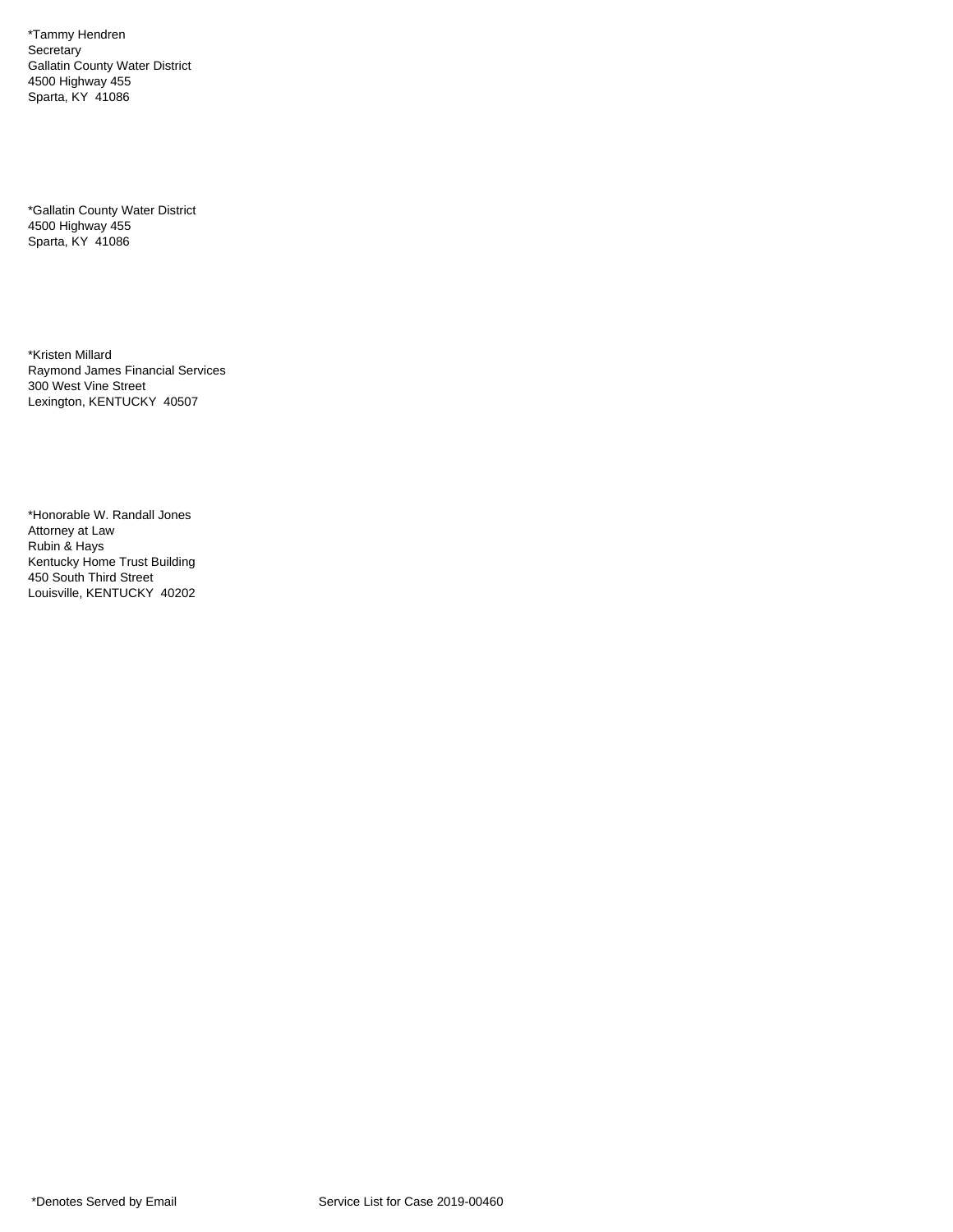*Tammy Hendren
Secretary
Gallatin County Water District
4500 Highway 455
Sparta, KY  41086

*Gallatin County Water District
4500 Highway 455
Sparta, KY  41086

*Kristen Millard
Raymond James Financial Services
300 West Vine Street
Lexington, KENTUCKY  40507

*Honorable W. Randall Jones
Attorney at Law
Rubin & Hays
Kentucky Home Trust Building
450 South Third Street
Louisville, KENTUCKY  40202

*Denotes Served by Email

Service List for Case 2019-00460